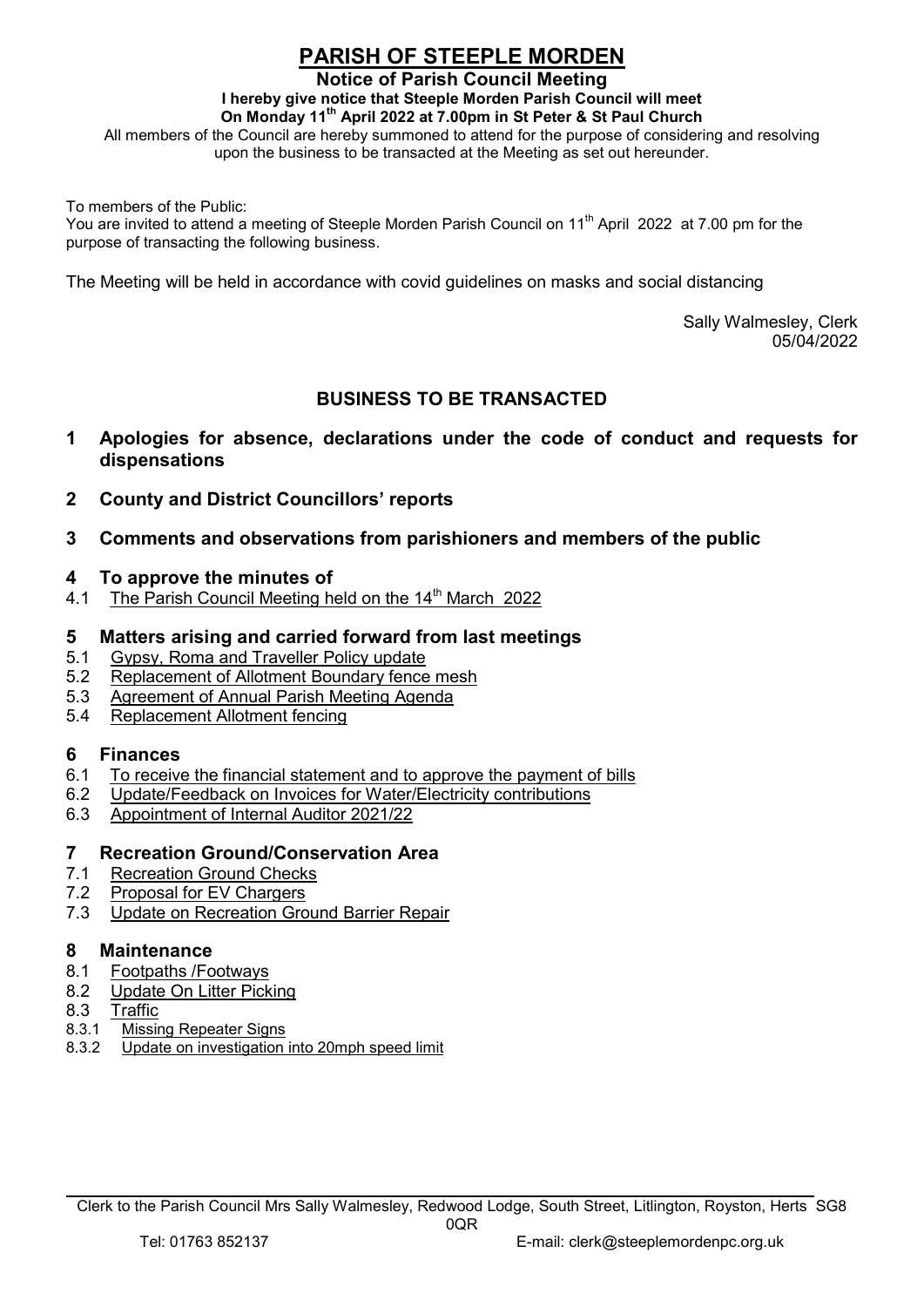# PARISH OF STEEPLE MORDEN

**Notice of Parish Council Meeting**

**I hereby give notice that Steeple Morden Parish Council will meet**
**On Monday 11th April 2022 at 7.00pm in St Peter & St Paul Church**

All members of the Council are hereby summoned to attend for the purpose of considering and resolving upon the business to be transacted at the Meeting as set out hereunder.

To members of the Public:
You are invited to attend a meeting of Steeple Morden Parish Council on 11th April 2022 at 7.00 pm for the purpose of transacting the following business.

The Meeting will be held in accordance with covid guidelines on masks and social distancing

Sally Walmesley, Clerk
05/04/2022

## BUSINESS TO BE TRANSACTED

**1 Apologies for absence, declarations under the code of conduct and requests for dispensations**

**2 County and District Councillors' reports**

**3 Comments and observations from parishioners and members of the public**

**4 To approve the minutes of**

4.1 The Parish Council Meeting held on the 14th March 2022

**5 Matters arising and carried forward from last meetings**

5.1 Gypsy, Roma and Traveller Policy update
5.2 Replacement of Allotment Boundary fence mesh
5.3 Agreement of Annual Parish Meeting Agenda
5.4 Replacement Allotment fencing

**6 Finances**

6.1 To receive the financial statement and to approve the payment of bills
6.2 Update/Feedback on Invoices for Water/Electricity contributions
6.3 Appointment of Internal Auditor 2021/22

**7 Recreation Ground/Conservation Area**

7.1 Recreation Ground Checks
7.2 Proposal for EV Chargers
7.3 Update on Recreation Ground Barrier Repair

**8 Maintenance**

8.1 Footpaths /Footways
8.2 Update On Litter Picking
8.3 Traffic
8.3.1 Missing Repeater Signs
8.3.2 Update on investigation into 20mph speed limit

Clerk to the Parish Council Mrs Sally Walmesley, Redwood Lodge, South Street, Litlington, Royston, Herts SG8 0QR
Tel: 01763 852137 E-mail: clerk@steeplemordenpc.org.uk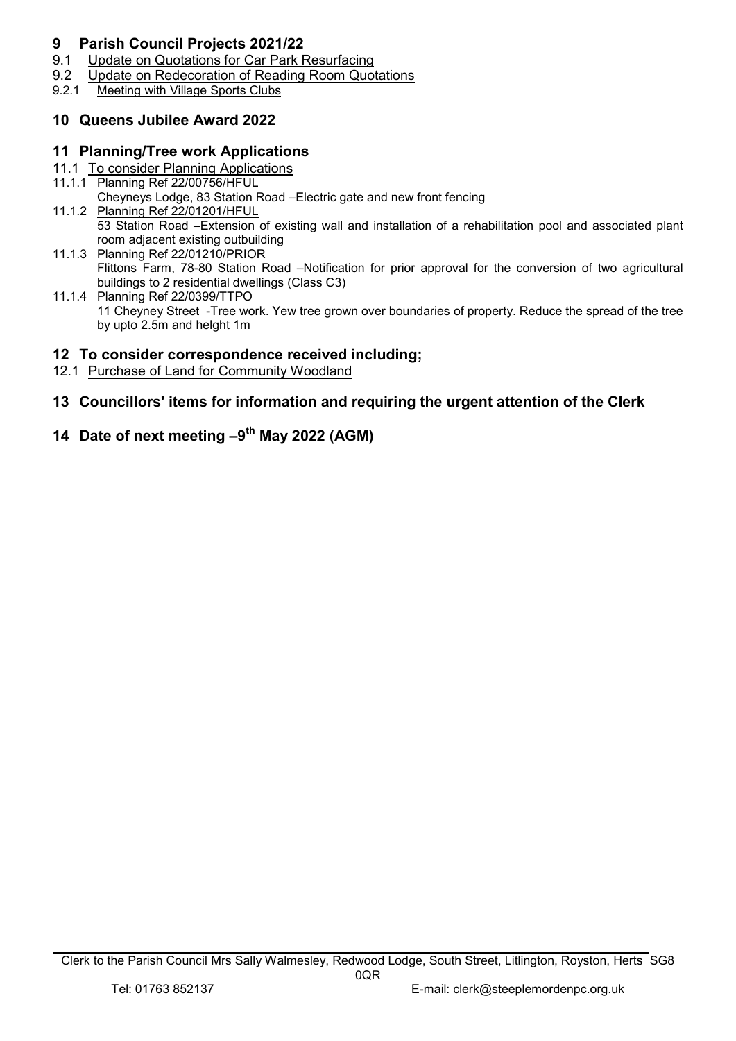## 9 Parish Council Projects 2021/22

9.1 Update on Quotations for Car Park Resurfacing

9.2 Update on Redecoration of Reading Room Quotations

9.2.1 Meeting with Village Sports Clubs

## 10 Queens Jubilee Award 2022

## 11 Planning/Tree work Applications

11.1 To consider Planning Applications

11.1.1 Planning Ref 22/00756/HFUL
Cheyneys Lodge, 83 Station Road –Electric gate and new front fencing

11.1.2 Planning Ref 22/01201/HFUL
53 Station Road –Extension of existing wall and installation of a rehabilitation pool and associated plant room adjacent existing outbuilding

11.1.3 Planning Ref 22/01210/PRIOR
Flittons Farm, 78-80 Station Road –Notification for prior approval for the conversion of two agricultural buildings to 2 residential dwellings (Class C3)

11.1.4 Planning Ref 22/0399/TTPO
11 Cheyney Street -Tree work. Yew tree grown over boundaries of property. Reduce the spread of the tree by upto 2.5m and helght 1m

## 12 To consider correspondence received including;

12.1 Purchase of Land for Community Woodland

## 13 Councillors' items for information and requiring the urgent attention of the Clerk

## 14 Date of next meeting –9th May 2022 (AGM)

Clerk to the Parish Council Mrs Sally Walmesley, Redwood Lodge, South Street, Litlington, Royston, Herts SG8 0QR
Tel: 01763 852137 E-mail: clerk@steeplemordenpc.org.uk